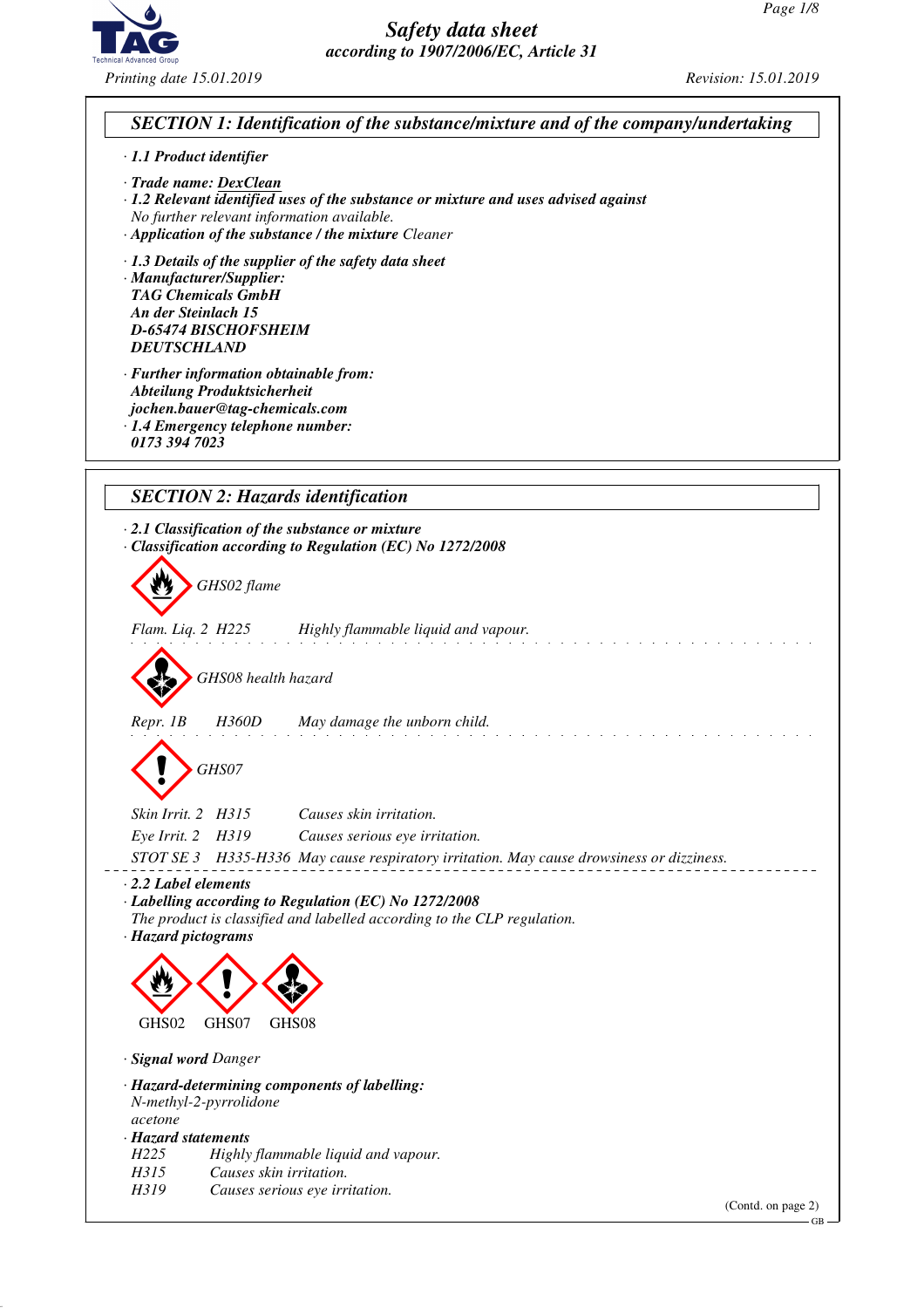# Safety data sheet
*according to 1907/2006/EC, Article 31*

*Printing date 15.01.2019* *Revision: 15.01.2019*

## SECTION 1: Identification of the substance/mixture and of the company/undertaking

· **1.1 Product identifier**

· **Trade name: DexClean**
· **1.2 Relevant identified uses of the substance or mixture and uses advised against**
No further relevant information available.
· **Application of the substance / the mixture** Cleaner

· **1.3 Details of the supplier of the safety data sheet**
· **Manufacturer/Supplier:**
**TAG Chemicals GmbH**
**An der Steinlach 15**
**D-65474 BISCHOFSHEIM**
**DEUTSCHLAND**

· **Further information obtainable from:**
**Abteilung Produktsicherheit**
**jochen.bauer@tag-chemicals.com**
· **1.4 Emergency telephone number:**
**0173 394 7023**

## SECTION 2: Hazards identification

· **2.1 Classification of the substance or mixture**
· **Classification according to Regulation (EC) No 1272/2008**

GHS02 flame

Flam. Liq. 2 H225 Highly flammable liquid and vapour.

GHS08 health hazard

Repr. 1B H360D May damage the unborn child.

GHS07

Skin Irrit. 2 H315 Causes skin irritation.
Eye Irrit. 2 H319 Causes serious eye irritation.
STOT SE 3 H335-H336 May cause respiratory irritation. May cause drowsiness or dizziness.

· **2.2 Label elements**
· **Labelling according to Regulation (EC) No 1272/2008**
The product is classified and labelled according to the CLP regulation.
· **Hazard pictograms**

GHS02 GHS07 GHS08

· **Signal word** Danger

· **Hazard-determining components of labelling:**
N-methyl-2-pyrrolidone
acetone
· **Hazard statements**
H225 Highly flammable liquid and vapour.
H315 Causes skin irritation.
H319 Causes serious eye irritation.

(Contd. on page 2)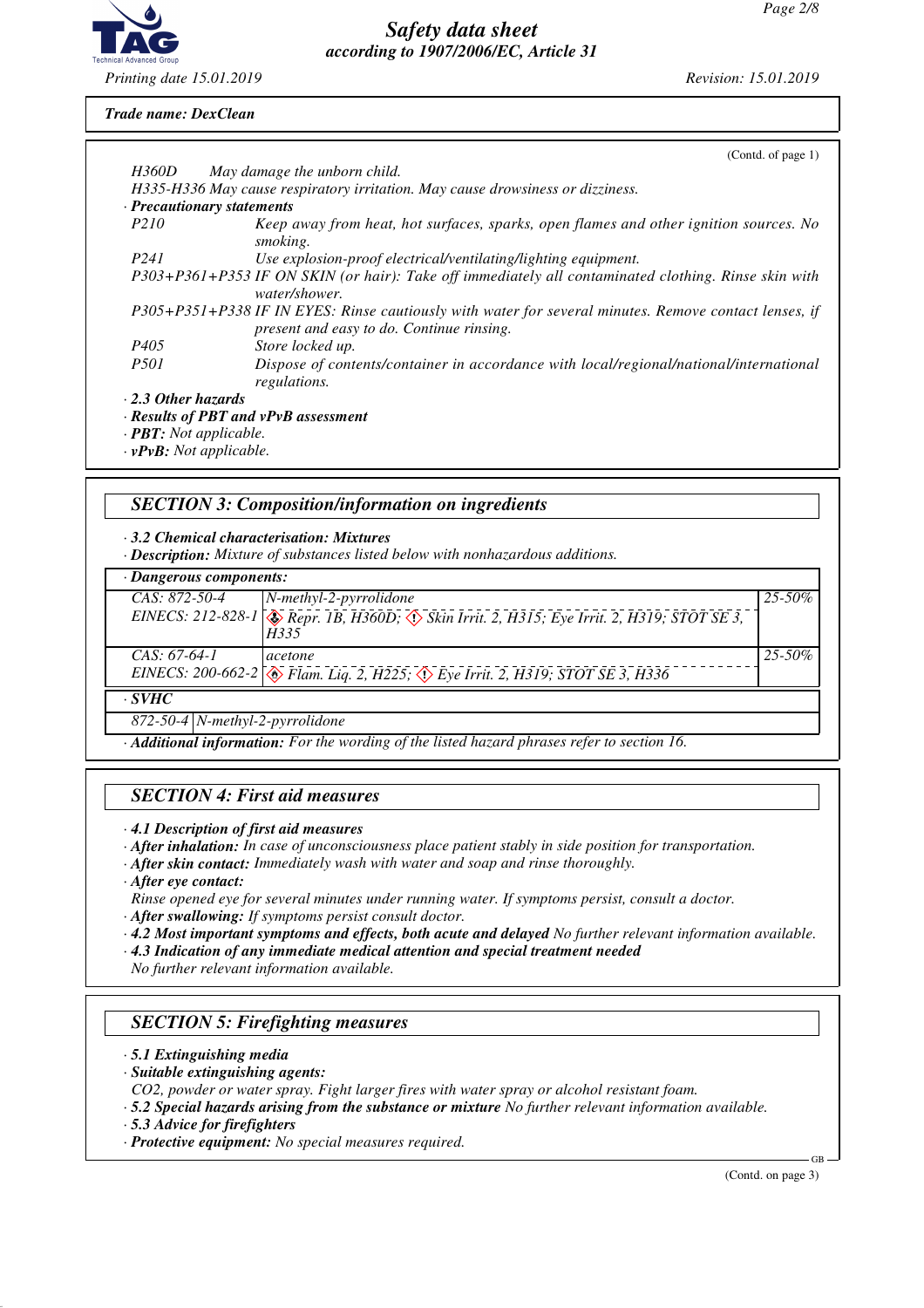**Trade name: DexClean**

(Contd. of page 1)

H360D May damage the unborn child.

H335-H336 May cause respiratory irritation. May cause drowsiness or dizziness.

· **Precautionary statements**

P210 Keep away from heat, hot surfaces, sparks, open flames and other ignition sources. No smoking.

P241 Use explosion-proof electrical/ventilating/lighting equipment.

P303+P361+P353 IF ON SKIN (or hair): Take off immediately all contaminated clothing. Rinse skin with water/shower.

P305+P351+P338 IF IN EYES: Rinse cautiously with water for several minutes. Remove contact lenses, if present and easy to do. Continue rinsing.

P405 Store locked up.

P501 Dispose of contents/container in accordance with local/regional/national/international regulations.

· **2.3 Other hazards**

· **Results of PBT and vPvB assessment**

· **PBT:** Not applicable.

· **vPvB:** Not applicable.

## SECTION 3: Composition/information on ingredients

· **3.2 Chemical characterisation: Mixtures**

· **Description:** Mixture of substances listed below with nonhazardous additions.

· **Dangerous components:**

| | | |
|---|---|---|
| CAS: 872-50-4<br>EINECS: 212-828-1 | N-methyl-2-pyrrolidone<br>Repr. 1B, H360D; Skin Irrit. 2, H315; Eye Irrit. 2, H319; STOT SE 3, H335 | 25-50% |
| CAS: 67-64-1<br>EINECS: 200-662-2 | acetone<br>Flam. Liq. 2, H225; Eye Irrit. 2, H319; STOT SE 3, H336 | 25-50% |

· **SVHC**

| | |
|---|---|
| 872-50-4 | N-methyl-2-pyrrolidone |

· **Additional information:** For the wording of the listed hazard phrases refer to section 16.

## SECTION 4: First aid measures

· **4.1 Description of first aid measures**

· **After inhalation:** In case of unconsciousness place patient stably in side position for transportation.

· **After skin contact:** Immediately wash with water and soap and rinse thoroughly.

· **After eye contact:**

Rinse opened eye for several minutes under running water. If symptoms persist, consult a doctor.

· **After swallowing:** If symptoms persist consult doctor.

· **4.2 Most important symptoms and effects, both acute and delayed** No further relevant information available.

· **4.3 Indication of any immediate medical attention and special treatment needed**

No further relevant information available.

## SECTION 5: Firefighting measures

· **5.1 Extinguishing media**

· **Suitable extinguishing agents:**

CO2, powder or water spray. Fight larger fires with water spray or alcohol resistant foam.

· **5.2 Special hazards arising from the substance or mixture** No further relevant information available.

· **5.3 Advice for firefighters**

· **Protective equipment:** No special measures required.

(Contd. on page 3)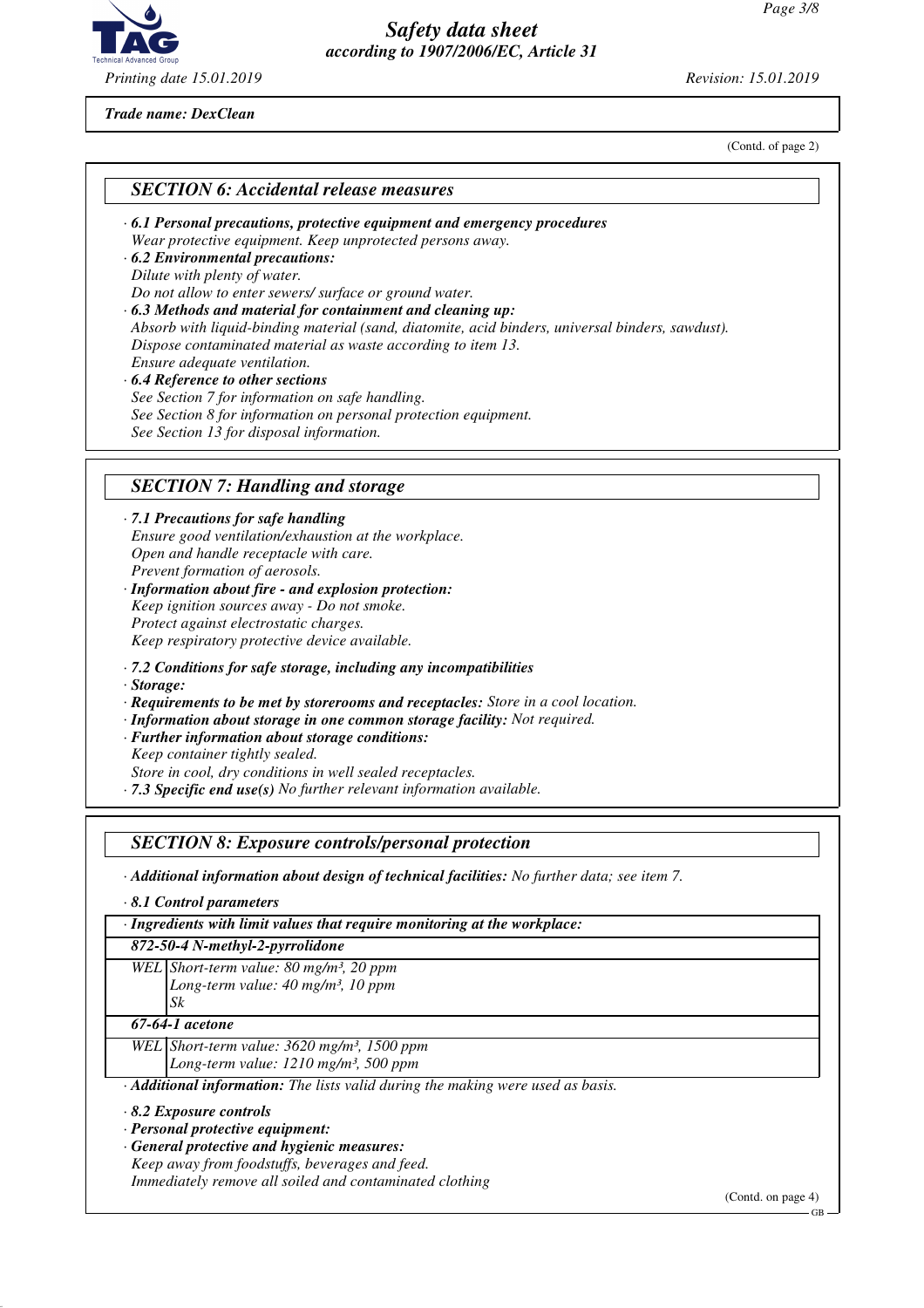**Trade name: DexClean**

(Contd. of page 2)

## SECTION 6: Accidental release measures

· **6.1 Personal precautions, protective equipment and emergency procedures**
Wear protective equipment. Keep unprotected persons away.

· **6.2 Environmental precautions:**
Dilute with plenty of water.
Do not allow to enter sewers/ surface or ground water.

· **6.3 Methods and material for containment and cleaning up:**
Absorb with liquid-binding material (sand, diatomite, acid binders, universal binders, sawdust).
Dispose contaminated material as waste according to item 13.
Ensure adequate ventilation.

· **6.4 Reference to other sections**
See Section 7 for information on safe handling.
See Section 8 for information on personal protection equipment.
See Section 13 for disposal information.

## SECTION 7: Handling and storage

· **7.1 Precautions for safe handling**
Ensure good ventilation/exhaustion at the workplace.
Open and handle receptacle with care.
Prevent formation of aerosols.

· **Information about fire - and explosion protection:**
Keep ignition sources away - Do not smoke.
Protect against electrostatic charges.
Keep respiratory protective device available.

· **7.2 Conditions for safe storage, including any incompatibilities**

· **Storage:**

· **Requirements to be met by storerooms and receptacles:** Store in a cool location.

· **Information about storage in one common storage facility:** Not required.

· **Further information about storage conditions:**
Keep container tightly sealed.
Store in cool, dry conditions in well sealed receptacles.

· **7.3 Specific end use(s)** No further relevant information available.

## SECTION 8: Exposure controls/personal protection

· **Additional information about design of technical facilities:** No further data; see item 7.

· **8.1 Control parameters**

| · Ingredients with limit values that require monitoring at the workplace: | |
|---|---|
| **872-50-4 N-methyl-2-pyrrolidone** | |
| WEL | Short-term value: 80 mg/m³, 20 ppm<br>Long-term value: 40 mg/m³, 10 ppm<br>Sk |
| **67-64-1 acetone** | |
| WEL | Short-term value: 3620 mg/m³, 1500 ppm<br>Long-term value: 1210 mg/m³, 500 ppm |

· **Additional information:** The lists valid during the making were used as basis.

· **8.2 Exposure controls**

· **Personal protective equipment:**

· **General protective and hygienic measures:**
Keep away from foodstuffs, beverages and feed.
Immediately remove all soiled and contaminated clothing

(Contd. on page 4)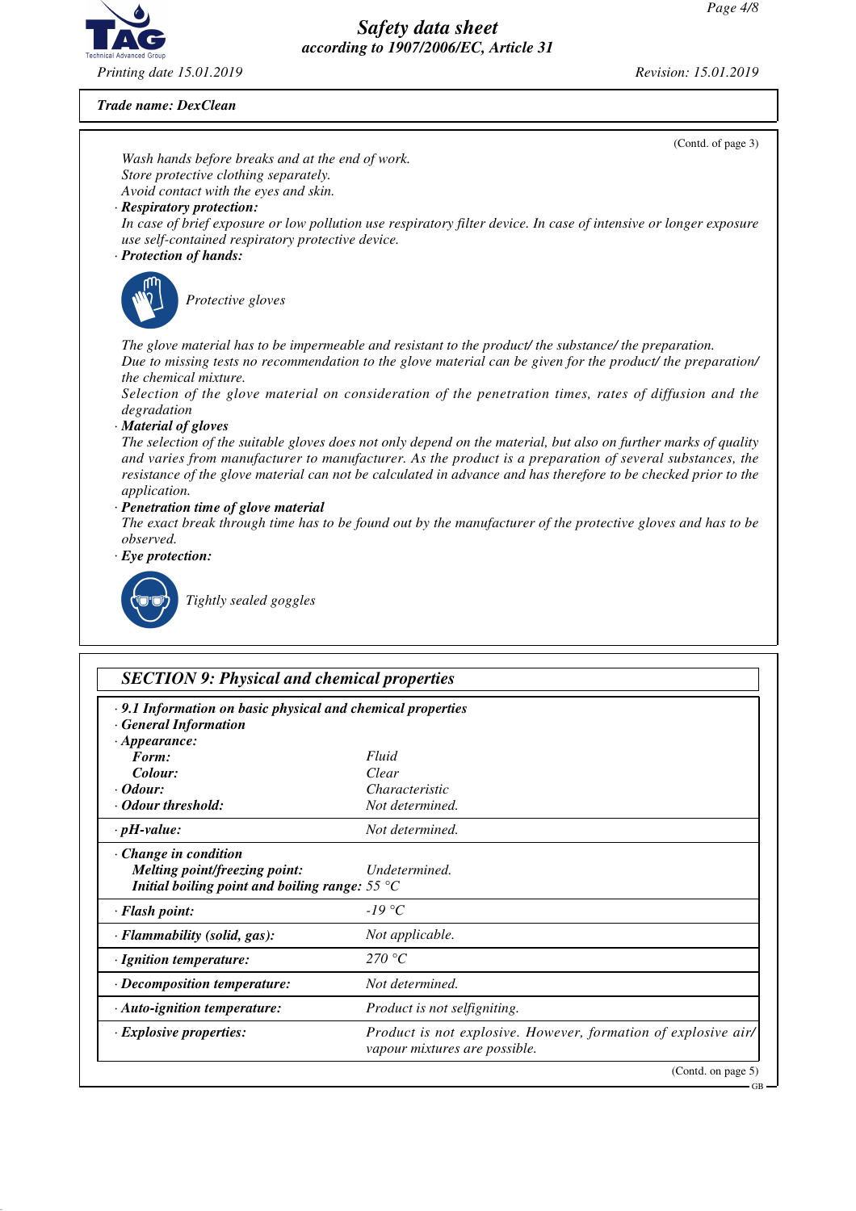**Trade name: DexClean**

(Contd. of page 3)

Wash hands before breaks and at the end of work.
Store protective clothing separately.
Avoid contact with the eyes and skin.

· **Respiratory protection:**
In case of brief exposure or low pollution use respiratory filter device. In case of intensive or longer exposure use self-contained respiratory protective device.

· **Protection of hands:**

Protective gloves

The glove material has to be impermeable and resistant to the product/ the substance/ the preparation.
Due to missing tests no recommendation to the glove material can be given for the product/ the preparation/ the chemical mixture.
Selection of the glove material on consideration of the penetration times, rates of diffusion and the degradation

· **Material of gloves**
The selection of the suitable gloves does not only depend on the material, but also on further marks of quality and varies from manufacturer to manufacturer. As the product is a preparation of several substances, the resistance of the glove material can not be calculated in advance and has therefore to be checked prior to the application.

· **Penetration time of glove material**
The exact break through time has to be found out by the manufacturer of the protective gloves and has to be observed.

· **Eye protection:**

Tightly sealed goggles

## SECTION 9: Physical and chemical properties

· **9.1 Information on basic physical and chemical properties**
· **General Information**
· **Appearance:**

| | |
|---|---|
| **Form:** | Fluid |
| **Colour:** | Clear |
| · **Odour:** | Characteristic |
| · **Odour threshold:** | Not determined. |
| · **pH-value:** | Not determined. |
| · **Change in condition** | |
| **Melting point/freezing point:** | Undetermined. |
| **Initial boiling point and boiling range:** | 55 °C |
| · **Flash point:** | -19 °C |
| · **Flammability (solid, gas):** | Not applicable. |
| · **Ignition temperature:** | 270 °C |
| · **Decomposition temperature:** | Not determined. |
| · **Auto-ignition temperature:** | Product is not selfigniting. |
| · **Explosive properties:** | Product is not explosive. However, formation of explosive air/ vapour mixtures are possible. |

(Contd. on page 5)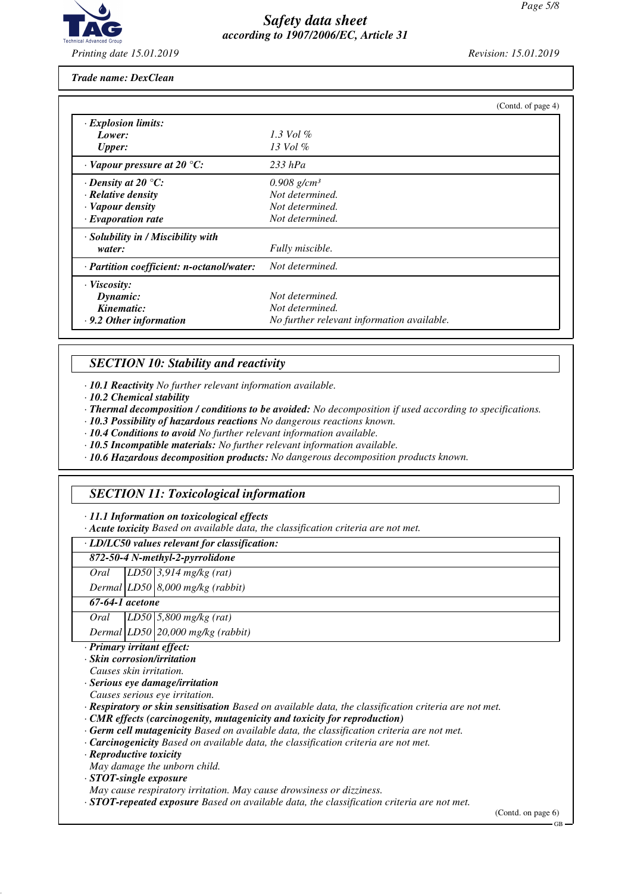Trade name: DexClean

(Contd. of page 4)

| | |
|---|---|
| **· Explosion limits:** | |
| **Lower:** | *1.3 Vol %* |
| **Upper:** | *13 Vol %* |
| **· Vapour pressure at 20 °C:** | *233 hPa* |
| **· Density at 20 °C:** | *0.908 g/cm³* |
| **· Relative density** | *Not determined.* |
| **· Vapour density** | *Not determined.* |
| **· Evaporation rate** | *Not determined.* |
| **· Solubility in / Miscibility with water:** | *Fully miscible.* |
| **· Partition coefficient: n-octanol/water:** | *Not determined.* |
| **· Viscosity:** | |
| **Dynamic:** | *Not determined.* |
| **Kinematic:** | *Not determined.* |
| **· 9.2 Other information** | *No further relevant information available.* |

## SECTION 10: Stability and reactivity

· **10.1 Reactivity** *No further relevant information available.*
· **10.2 Chemical stability**
· **Thermal decomposition / conditions to be avoided:** *No decomposition if used according to specifications.*
· **10.3 Possibility of hazardous reactions** *No dangerous reactions known.*
· **10.4 Conditions to avoid** *No further relevant information available.*
· **10.5 Incompatible materials:** *No further relevant information available.*
· **10.6 Hazardous decomposition products:** *No dangerous decomposition products known.*

## SECTION 11: Toxicological information

· **11.1 Information on toxicological effects**
· **Acute toxicity** *Based on available data, the classification criteria are not met.*

| **· LD/LC50 values relevant for classification:** | | |
|---|---|---|
| **872-50-4 N-methyl-2-pyrrolidone** | | |
| *Oral* | *LD50* | *3,914 mg/kg (rat)* |
| *Dermal* | *LD50* | *8,000 mg/kg (rabbit)* |
| **67-64-1 acetone** | | |
| *Oral* | *LD50* | *5,800 mg/kg (rat)* |
| *Dermal* | *LD50* | *20,000 mg/kg (rabbit)* |

· **Primary irritant effect:**
· **Skin corrosion/irritation**
*Causes skin irritation.*
· **Serious eye damage/irritation**
*Causes serious eye irritation.*
· **Respiratory or skin sensitisation** *Based on available data, the classification criteria are not met.*
· **CMR effects (carcinogenity, mutagenicity and toxicity for reproduction)**
· **Germ cell mutagenicity** *Based on available data, the classification criteria are not met.*
· **Carcinogenicity** *Based on available data, the classification criteria are not met.*
· **Reproductive toxicity**
*May damage the unborn child.*
· **STOT-single exposure**
*May cause respiratory irritation. May cause drowsiness or dizziness.*
· **STOT-repeated exposure** *Based on available data, the classification criteria are not met.*

(Contd. on page 6)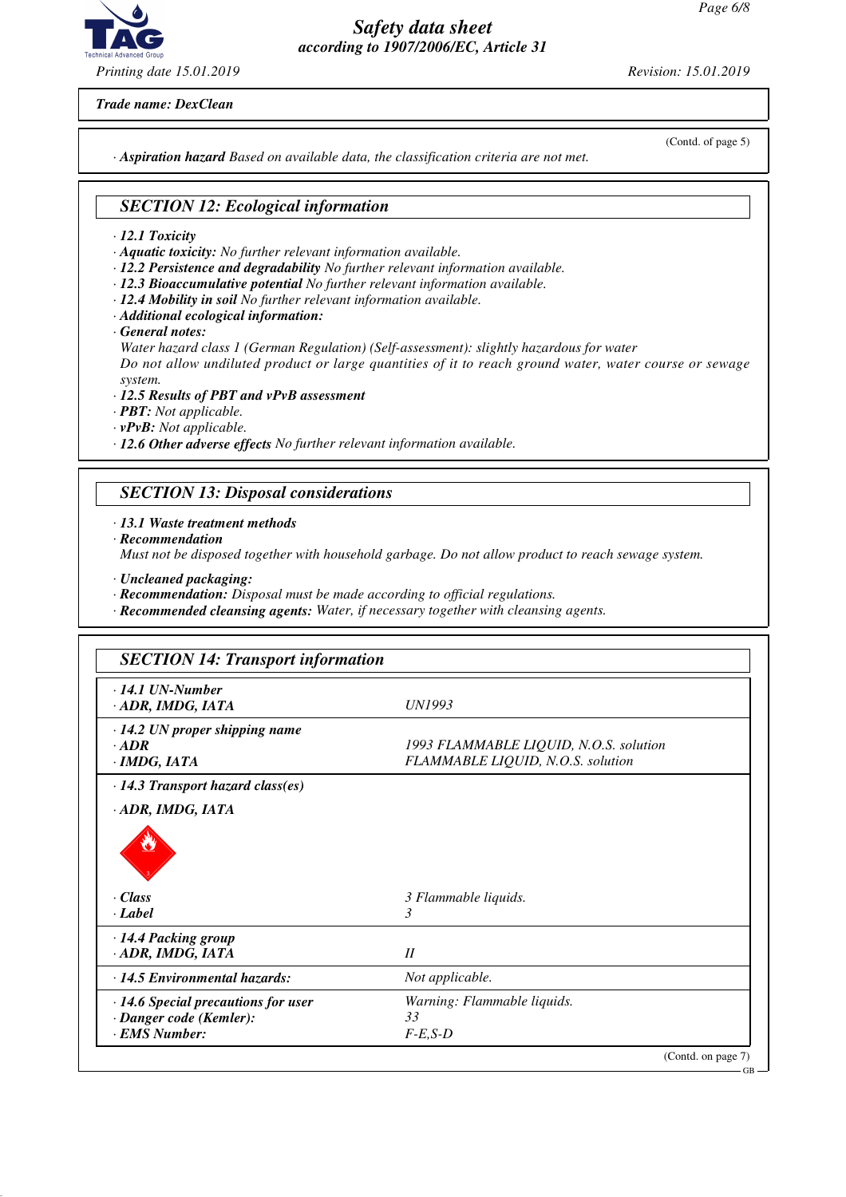Trade name: DexClean

(Contd. of page 5)

· **Aspiration hazard** Based on available data, the classification criteria are not met.

## SECTION 12: Ecological information

· **12.1 Toxicity**
· **Aquatic toxicity:** No further relevant information available.
· **12.2 Persistence and degradability** No further relevant information available.
· **12.3 Bioaccumulative potential** No further relevant information available.
· **12.4 Mobility in soil** No further relevant information available.
· **Additional ecological information:**
· **General notes:**
Water hazard class 1 (German Regulation) (Self-assessment): slightly hazardous for water
Do not allow undiluted product or large quantities of it to reach ground water, water course or sewage system.
· **12.5 Results of PBT and vPvB assessment**
· **PBT:** Not applicable.
· **vPvB:** Not applicable.
· **12.6 Other adverse effects** No further relevant information available.

## SECTION 13: Disposal considerations

· **13.1 Waste treatment methods**
· **Recommendation**
Must not be disposed together with household garbage. Do not allow product to reach sewage system.

· **Uncleaned packaging:**
· **Recommendation:** Disposal must be made according to official regulations.
· **Recommended cleansing agents:** Water, if necessary together with cleansing agents.

## SECTION 14: Transport information

| | |
|---|---|
| · **14.1 UN-Number** | |
| · **ADR, IMDG, IATA** | UN1993 |
| · **14.2 UN proper shipping name** | |
| · **ADR** | 1993 FLAMMABLE LIQUID, N.O.S. solution |
| · **IMDG, IATA** | FLAMMABLE LIQUID, N.O.S. solution |
| · **14.3 Transport hazard class(es)** | |
| · **ADR, IMDG, IATA** | |
| · **Class** | 3 Flammable liquids. |
| · **Label** | 3 |
| · **14.4 Packing group** | |
| · **ADR, IMDG, IATA** | II |
| · **14.5 Environmental hazards:** | Not applicable. |
| · **14.6 Special precautions for user** | Warning: Flammable liquids. |
| · **Danger code (Kemler):** | 33 |
| · **EMS Number:** | F-E,S-D |

(Contd. on page 7)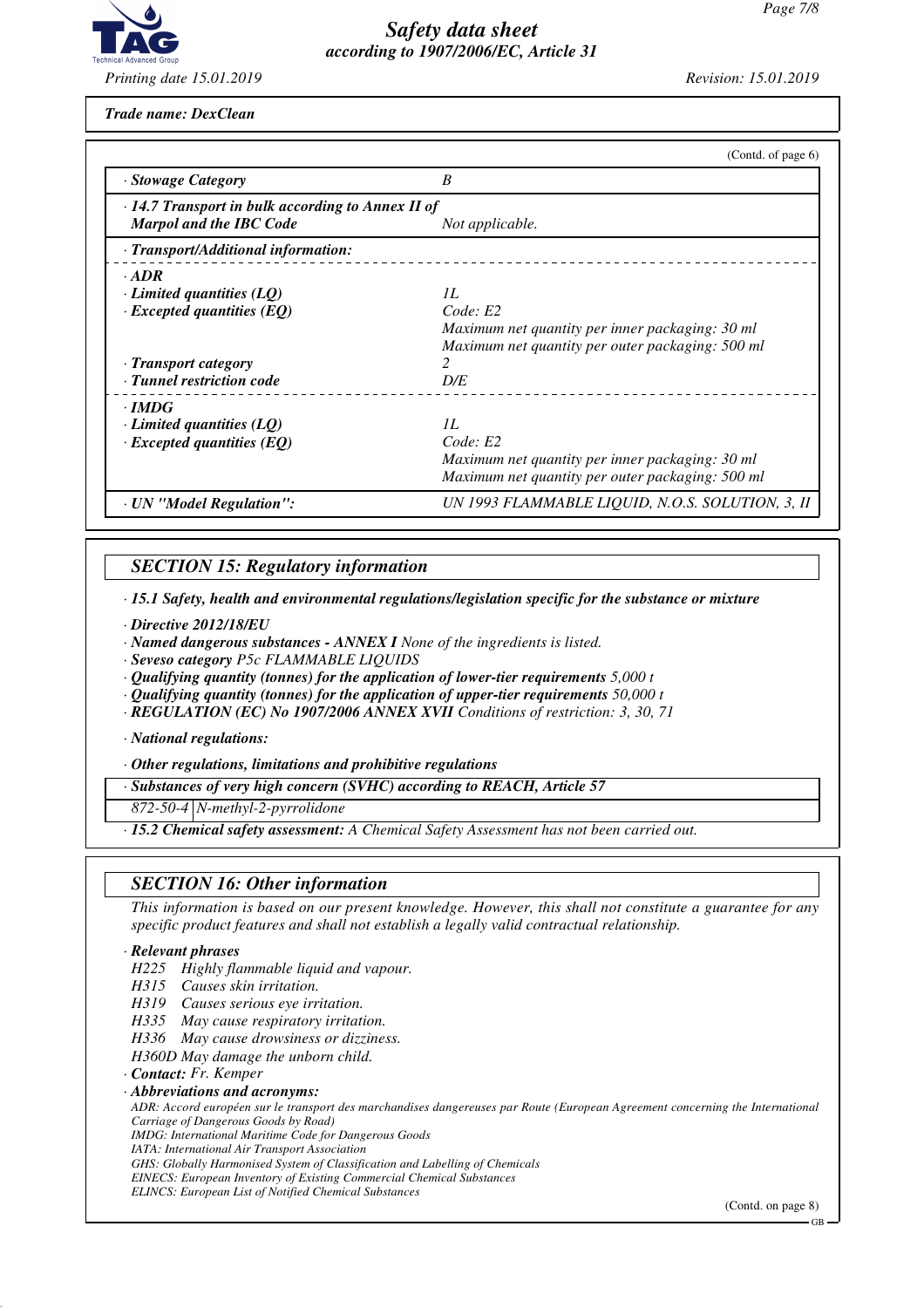**Trade name: DexClean**

(Contd. of page 6)

| | |
|---|---|
| · **Stowage Category** | B |
| · **14.7 Transport in bulk according to Annex II of Marpol and the IBC Code** | Not applicable. |
| · **Transport/Additional information:** | |
| · **ADR** | |
| · **Limited quantities (LQ)** | 1L |
| · **Excepted quantities (EQ)** | Code: E2<br>Maximum net quantity per inner packaging: 30 ml<br>Maximum net quantity per outer packaging: 500 ml |
| · **Transport category** | 2 |
| · **Tunnel restriction code** | D/E |
| · **IMDG** | |
| · **Limited quantities (LQ)** | 1L |
| · **Excepted quantities (EQ)** | Code: E2<br>Maximum net quantity per inner packaging: 30 ml<br>Maximum net quantity per outer packaging: 500 ml |
| · **UN "Model Regulation":** | UN 1993 FLAMMABLE LIQUID, N.O.S. SOLUTION, 3, II |

## SECTION 15: Regulatory information

· **15.1 Safety, health and environmental regulations/legislation specific for the substance or mixture**

· **Directive 2012/18/EU**
· **Named dangerous substances - ANNEX I** None of the ingredients is listed.
· **Seveso category** P5c FLAMMABLE LIQUIDS
· **Qualifying quantity (tonnes) for the application of lower-tier requirements** 5,000 t
· **Qualifying quantity (tonnes) for the application of upper-tier requirements** 50,000 t
· **REGULATION (EC) No 1907/2006 ANNEX XVII** Conditions of restriction: 3, 30, 71

· **National regulations:**

· **Other regulations, limitations and prohibitive regulations**

| · **Substances of very high concern (SVHC) according to REACH, Article 57** | |
|---|---|
| 872-50-4 | N-methyl-2-pyrrolidone |

· **15.2 Chemical safety assessment:** A Chemical Safety Assessment has not been carried out.

## SECTION 16: Other information

This information is based on our present knowledge. However, this shall not constitute a guarantee for any specific product features and shall not establish a legally valid contractual relationship.

· **Relevant phrases**

H225 Highly flammable liquid and vapour.
H315 Causes skin irritation.
H319 Causes serious eye irritation.
H335 May cause respiratory irritation.
H336 May cause drowsiness or dizziness.
H360D May damage the unborn child.

· **Contact:** Fr. Kemper

· **Abbreviations and acronyms:**

ADR: Accord européen sur le transport des marchandises dangereuses par Route (European Agreement concerning the International Carriage of Dangerous Goods by Road)
IMDG: International Maritime Code for Dangerous Goods
IATA: International Air Transport Association
GHS: Globally Harmonised System of Classification and Labelling of Chemicals
EINECS: European Inventory of Existing Commercial Chemical Substances
ELINCS: European List of Notified Chemical Substances

(Contd. on page 8)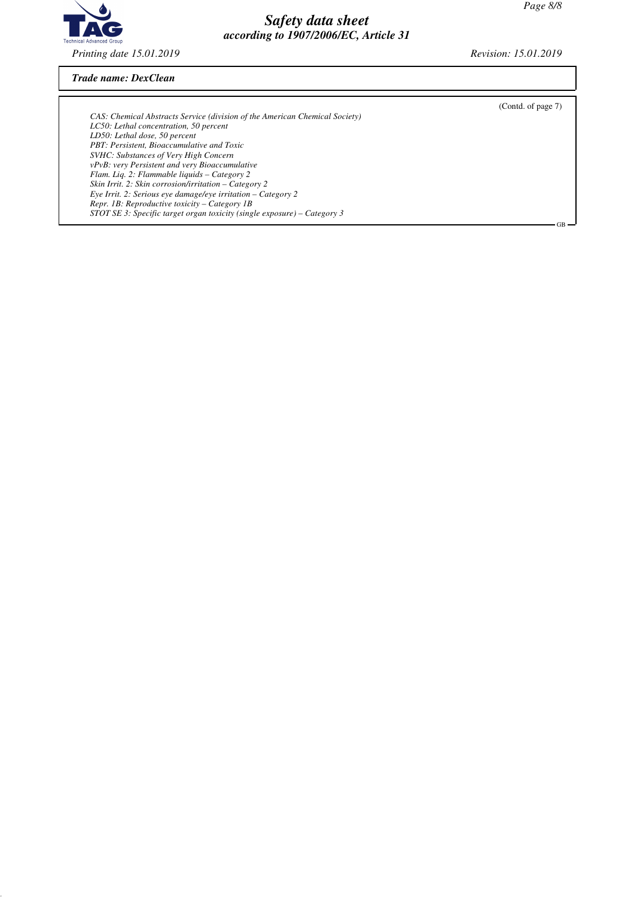*Trade name: DexClean*

(Contd. of page 7)

*CAS: Chemical Abstracts Service (division of the American Chemical Society)*
*LC50: Lethal concentration, 50 percent*
*LD50: Lethal dose, 50 percent*
*PBT: Persistent, Bioaccumulative and Toxic*
*SVHC: Substances of Very High Concern*
*vPvB: very Persistent and very Bioaccumulative*
*Flam. Liq. 2: Flammable liquids – Category 2*
*Skin Irrit. 2: Skin corrosion/irritation – Category 2*
*Eye Irrit. 2: Serious eye damage/eye irritation – Category 2*
*Repr. 1B: Reproductive toxicity – Category 1B*
*STOT SE 3: Specific target organ toxicity (single exposure) – Category 3*

GB